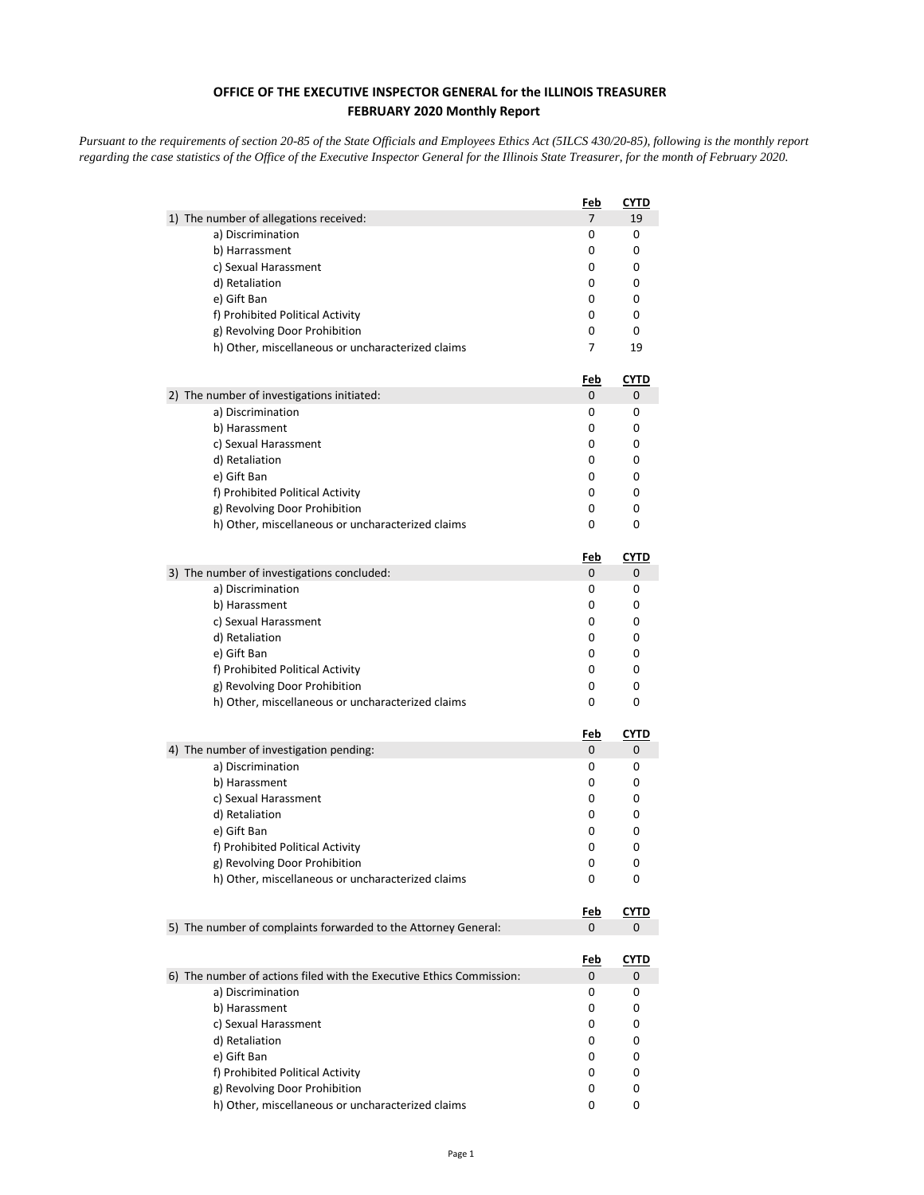**OFFICE OF THE EXECUTIVE INSPECTOR GENERAL for the ILLINOIS TREASURER**
**FEBRUARY 2020 Monthly Report**

*Pursuant to the requirements of section 20-85 of the State Officials and Employees Ethics Act (5ILCS 430/20-85), following is the monthly report regarding the case statistics of the Office of the Executive Inspector General for the Illinois State Treasurer, for the month of February 2020.*

| | Feb | CYTD |
|---|---|---|
| 1) The number of allegations received: | 7 | 19 |
| a) Discrimination | 0 | 0 |
| b) Harrassment | 0 | 0 |
| c) Sexual Harassment | 0 | 0 |
| d) Retaliation | 0 | 0 |
| e) Gift Ban | 0 | 0 |
| f) Prohibited Political Activity | 0 | 0 |
| g) Revolving Door Prohibition | 0 | 0 |
| h) Other, miscellaneous or uncharacterized claims | 7 | 19 |

| | Feb | CYTD |
|---|---|---|
| 2) The number of investigations initiated: | 0 | 0 |
| a) Discrimination | 0 | 0 |
| b) Harassment | 0 | 0 |
| c) Sexual Harassment | 0 | 0 |
| d) Retaliation | 0 | 0 |
| e) Gift Ban | 0 | 0 |
| f) Prohibited Political Activity | 0 | 0 |
| g) Revolving Door Prohibition | 0 | 0 |
| h) Other, miscellaneous or uncharacterized claims | 0 | 0 |

| | Feb | CYTD |
|---|---|---|
| 3) The number of investigations concluded: | 0 | 0 |
| a) Discrimination | 0 | 0 |
| b) Harassment | 0 | 0 |
| c) Sexual Harassment | 0 | 0 |
| d) Retaliation | 0 | 0 |
| e) Gift Ban | 0 | 0 |
| f) Prohibited Political Activity | 0 | 0 |
| g) Revolving Door Prohibition | 0 | 0 |
| h) Other, miscellaneous or uncharacterized claims | 0 | 0 |

| | Feb | CYTD |
|---|---|---|
| 4) The number of investigation pending: | 0 | 0 |
| a) Discrimination | 0 | 0 |
| b) Harassment | 0 | 0 |
| c) Sexual Harassment | 0 | 0 |
| d) Retaliation | 0 | 0 |
| e) Gift Ban | 0 | 0 |
| f) Prohibited Political Activity | 0 | 0 |
| g) Revolving Door Prohibition | 0 | 0 |
| h) Other, miscellaneous or uncharacterized claims | 0 | 0 |

| | Feb | CYTD |
|---|---|---|
| 5) The number of complaints forwarded to the Attorney General: | 0 | 0 |

| | Feb | CYTD |
|---|---|---|
| 6) The number of actions filed with the Executive Ethics Commission: | 0 | 0 |
| a) Discrimination | 0 | 0 |
| b) Harassment | 0 | 0 |
| c) Sexual Harassment | 0 | 0 |
| d) Retaliation | 0 | 0 |
| e) Gift Ban | 0 | 0 |
| f) Prohibited Political Activity | 0 | 0 |
| g) Revolving Door Prohibition | 0 | 0 |
| h) Other, miscellaneous or uncharacterized claims | 0 | 0 |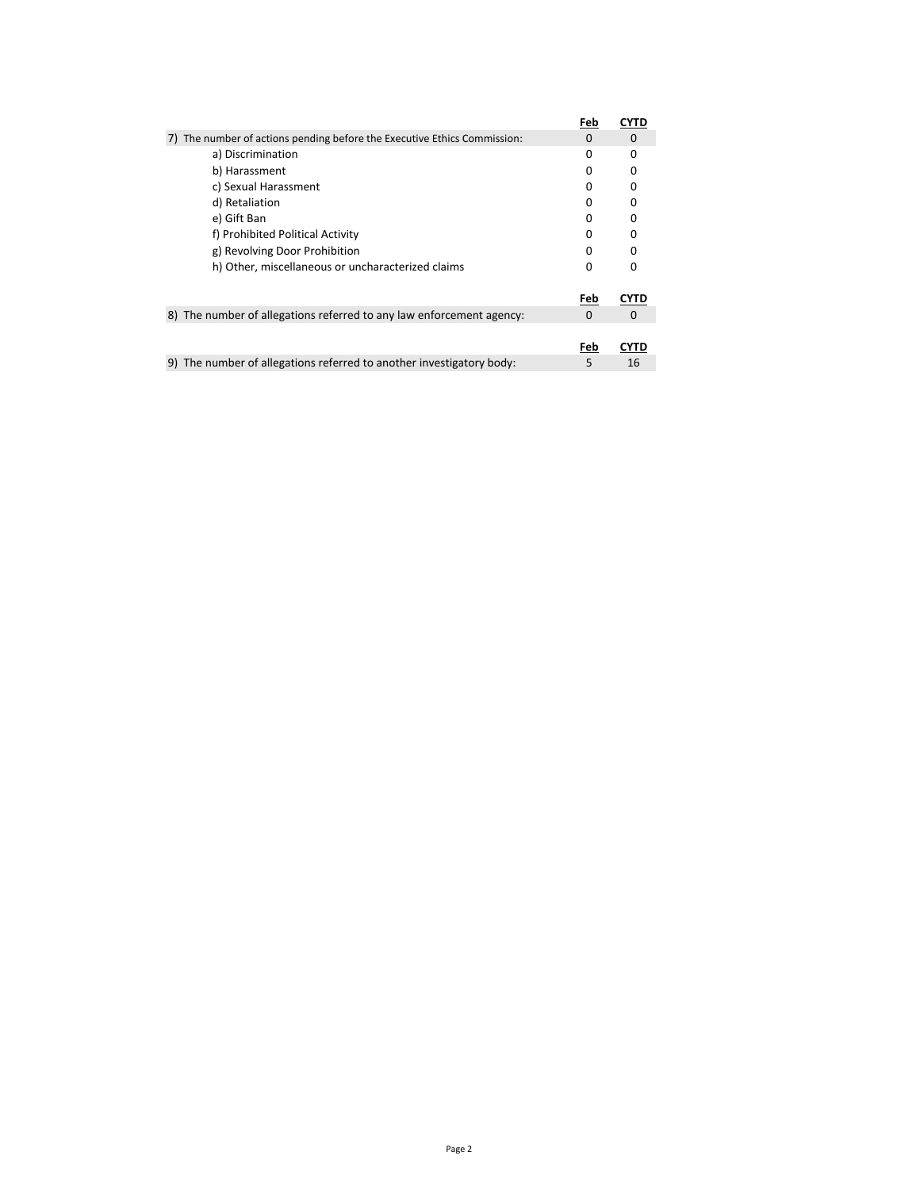| | Feb | CYTD |
|---|---|---|
| 7) The number of actions pending before the Executive Ethics Commission: | 0 | 0 |
| a) Discrimination | 0 | 0 |
| b) Harassment | 0 | 0 |
| c) Sexual Harassment | 0 | 0 |
| d) Retaliation | 0 | 0 |
| e) Gift Ban | 0 | 0 |
| f) Prohibited Political Activity | 0 | 0 |
| g) Revolving Door Prohibition | 0 | 0 |
| h) Other, miscellaneous or uncharacterized claims | 0 | 0 |

| | Feb | CYTD |
|---|---|---|
| 8) The number of allegations referred to any law enforcement agency: | 0 | 0 |

| | Feb | CYTD |
|---|---|---|
| 9) The number of allegations referred to another investigatory body: | 5 | 16 |